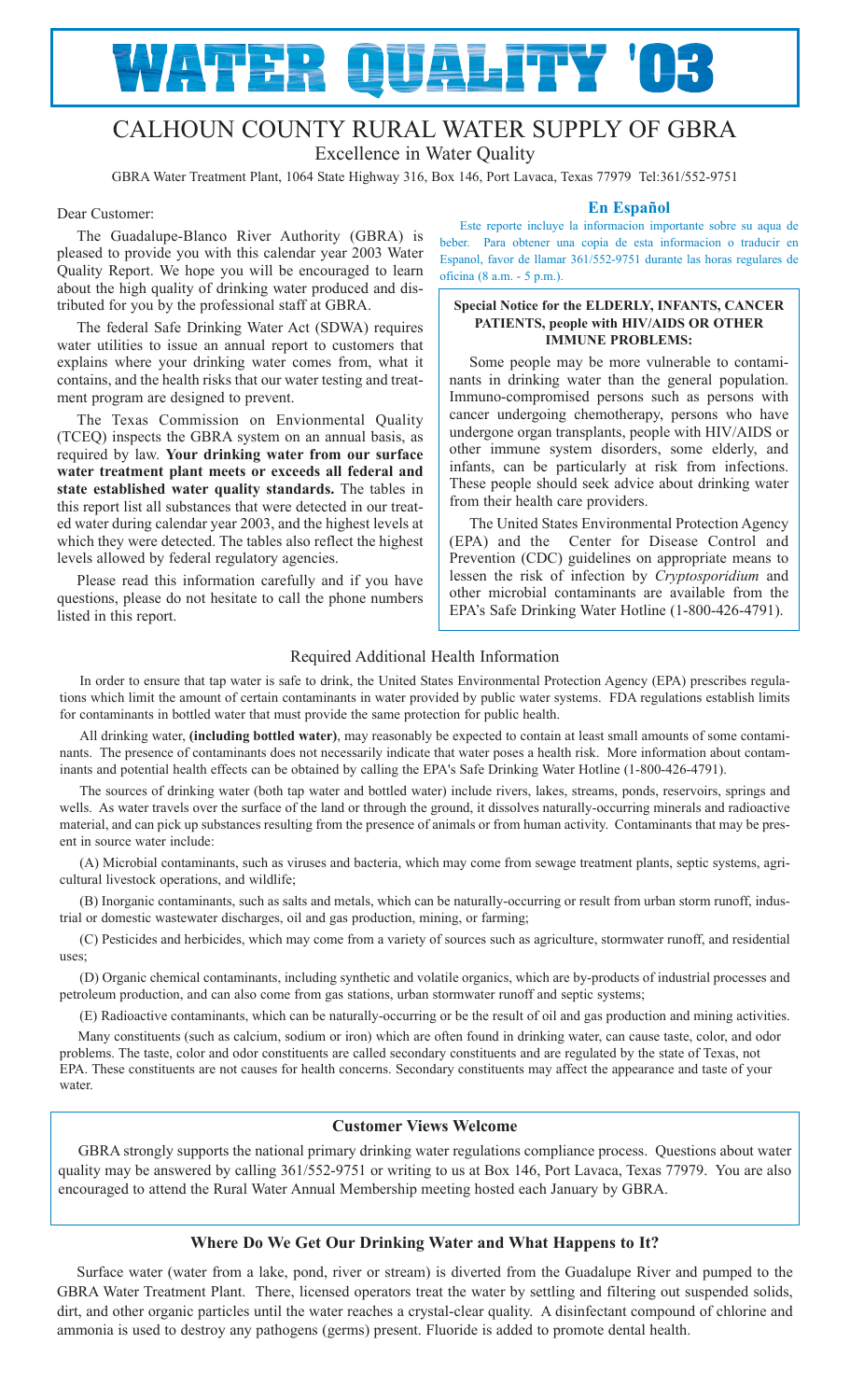# WATER QUALITY '03

## CALHOUN COUNTY RURAL WATER SUPPLY OF GBRA

Excellence in Water Quality

GBRA Water Treatment Plant, 1064 State Highway 316, Box 146, Port Lavaca, Texas 77979 Tel:361/552-9751

Dear Customer:

The Guadalupe-Blanco River Authority (GBRA) is pleased to provide you with this calendar year 2003 Water Quality Report. We hope you will be encouraged to learn about the high quality of drinking water produced and distributed for you by the professional staff at GBRA.

The federal Safe Drinking Water Act (SDWA) requires water utilities to issue an annual report to customers that explains where your drinking water comes from, what it contains, and the health risks that our water testing and treatment program are designed to prevent.

The Texas Commission on Envionmental Quality (TCEQ) inspects the GBRA system on an annual basis, as required by law. **Your drinking water from our surface water treatment plant meets or exceeds all federal and state established water quality standards.** The tables in this report list all substances that were detected in our treated water during calendar year 2003, and the highest levels at which they were detected. The tables also reflect the highest levels allowed by federal regulatory agencies.

Please read this information carefully and if you have questions, please do not hesitate to call the phone numbers listed in this report.

### En Español

Este reporte incluye la informacion importante sobre su aqua de beber. Para obtener una copia de esta informacion o traducir en Espanol, favor de llamar 361/552-9751 durante las horas regulares de oficina (8 a.m. - 5 p.m.).

**Special Notice for the ELDERLY, INFANTS, CANCER PATIENTS, people with HIV/AIDS OR OTHER IMMUNE PROBLEMS:**

Some people may be more vulnerable to contaminants in drinking water than the general population. Immuno-compromised persons such as persons with cancer undergoing chemotherapy, persons who have undergone organ transplants, people with HIV/AIDS or other immune system disorders, some elderly, and infants, can be particularly at risk from infections. These people should seek advice about drinking water from their health care providers.

The United States Environmental Protection Agency (EPA) and the Center for Disease Control and Prevention (CDC) guidelines on appropriate means to lessen the risk of infection by *Cryptosporidium* and other microbial contaminants are available from the EPA's Safe Drinking Water Hotline (1-800-426-4791).

### Required Additional Health Information

In order to ensure that tap water is safe to drink, the United States Environmental Protection Agency (EPA) prescribes regulations which limit the amount of certain contaminants in water provided by public water systems. FDA regulations establish limits for contaminants in bottled water that must provide the same protection for public health.

All drinking water, **(including bottled water)**, may reasonably be expected to contain at least small amounts of some contaminants. The presence of contaminants does not necessarily indicate that water poses a health risk. More information about contaminants and potential health effects can be obtained by calling the EPA's Safe Drinking Water Hotline (1-800-426-4791).

The sources of drinking water (both tap water and bottled water) include rivers, lakes, streams, ponds, reservoirs, springs and wells. As water travels over the surface of the land or through the ground, it dissolves naturally-occurring minerals and radioactive material, and can pick up substances resulting from the presence of animals or from human activity. Contaminants that may be present in source water include:

(A) Microbial contaminants, such as viruses and bacteria, which may come from sewage treatment plants, septic systems, agricultural livestock operations, and wildlife;

(B) Inorganic contaminants, such as salts and metals, which can be naturally-occurring or result from urban storm runoff, industrial or domestic wastewater discharges, oil and gas production, mining, or farming;

(C) Pesticides and herbicides, which may come from a variety of sources such as agriculture, stormwater runoff, and residential uses;

(D) Organic chemical contaminants, including synthetic and volatile organics, which are by-products of industrial processes and petroleum production, and can also come from gas stations, urban stormwater runoff and septic systems;

(E) Radioactive contaminants, which can be naturally-occurring or be the result of oil and gas production and mining activities.

Many constituents (such as calcium, sodium or iron) which are often found in drinking water, can cause taste, color, and odor problems. The taste, color and odor constituents are called secondary constituents and are regulated by the state of Texas, not EPA. These constituents are not causes for health concerns. Secondary constituents may affect the appearance and taste of your water.

### Customer Views Welcome

GBRA strongly supports the national primary drinking water regulations compliance process. Questions about water quality may be answered by calling 361/552-9751 or writing to us at Box 146, Port Lavaca, Texas 77979. You are also encouraged to attend the Rural Water Annual Membership meeting hosted each January by GBRA.

### Where Do We Get Our Drinking Water and What Happens to It?

Surface water (water from a lake, pond, river or stream) is diverted from the Guadalupe River and pumped to the GBRA Water Treatment Plant. There, licensed operators treat the water by settling and filtering out suspended solids, dirt, and other organic particles until the water reaches a crystal-clear quality. A disinfectant compound of chlorine and ammonia is used to destroy any pathogens (germs) present. Fluoride is added to promote dental health.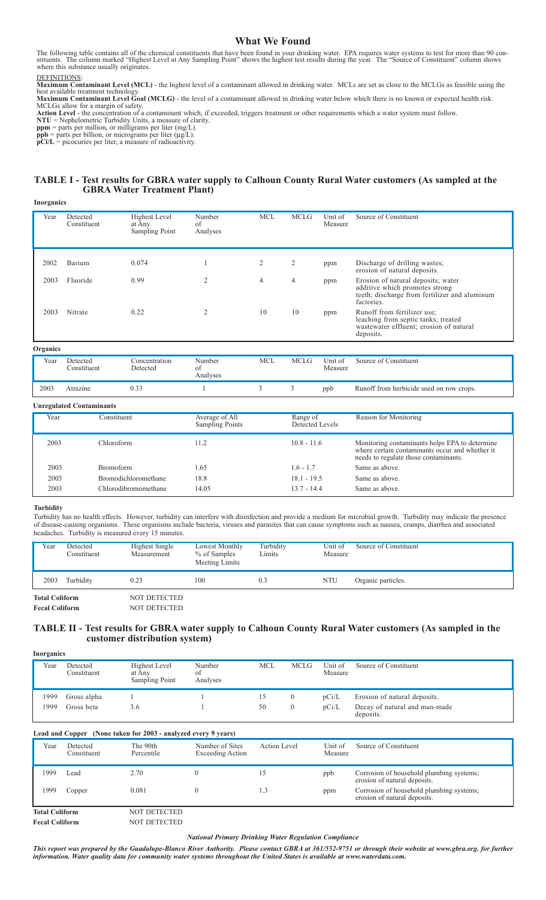# What We Found

The following table contains all of the chemical constituents that have been found in your drinking water. EPA requires water systems to test for more than 90 constituents. The column marked "Highest Level at Any Sampling Point" shows the highest test results during the year. The "Source of Constituent" column shows where this substance usually originates.

DEFINITIONS:

**Maximum Contaminant Level (MCL)** - the highest level of a contaminant allowed in drinking water. MCLs are set as close to the MCLGs as feasible using the best available treatment technology.

**Maximum Contaminant Level Goal (MCLG)** - the level of a contaminant allowed in drinking water below which there is no known or expected health risk. MCLGs allow for a margin of safety.

**Action Level** - the concentration of a contaminant which, if exceeded, triggers treatment or other requirements which a water system must follow.

**NTU** = Nephelometric Turbidity Units, a measure of clarity.

**ppm** = parts per million, or milligrams per liter (mg/L).

**ppb** = parts per billion, or micrograms per liter (µg/L).

**pCi/L** = picocuries per liter, a measure of radioactivity.

## TABLE I - Test results for GBRA water supply to Calhoun County Rural Water customers (As sampled at the GBRA Water Treatment Plant)

**Inorganics**

| Year | Detected Constituent | Highest Level at Any Sampling Point | Number of Analyses | MCL | MCLG | Unit of Measure | Source of Constituent |
|---|---|---|---|---|---|---|---|
| 2002 | Barium | 0.074 | 1 | 2 | 2 | ppm | Discharge of drilling wastes; erosion of natural deposits. |
| 2003 | Fluoride | 0.99 | 2 | 4 | 4 | ppm | Erosion of natural deposits; water additive which promotes strong teeth; discharge from fertilizer and aluminum factories. |
| 2003 | Nitrate | 0.22 | 2 | 10 | 10 | ppm | Runoff from fertilizer use; leaching from septic tanks; treated wastewater effluent; erosion of natural deposits. |

**Organics**

| Year | Detected Constituent | Concentration Detected | Number of Analyses | MCL | MCLG | Unit of Measure | Source of Constituent |
|---|---|---|---|---|---|---|---|
| 2003 | Atrazine | 0.33 | 1 | 3 | 3 | ppb | Runoff from herbicide used on row crops. |

**Unregulated Contaminants**

| Year | Constituent | Average of All Sampling Points | Range of Detected Levels | Reason for Monitoring |
|---|---|---|---|---|
| 2003 | Chloroform | 11.2 | 10.8 - 11.6 | Monitoring contaminants helps EPA to determine where certain contaminants occur and whether it needs to regulate those contaminants. |
| 2003 | Bromoform | 1.65 | 1.6 - 1.7 | Same as above. |
| 2003 | Bromodichloromethane | 18.8 | 18.1 - 19.5 | Same as above. |
| 2003 | Chlorodibromomethane | 14.05 | 13.7 - 14.4 | Same as above. |

**Turbidity**

Turbidity has no health effects. However, turbidity can interfere with disinfection and provide a medium for microbial growth. Turbidity may indicate the presence of disease-causing organisms. These organisms include bacteria, viruses and parasites that can cause symptoms such as nausea, cramps, diarrhea and associated headaches. Turbidity is measured every 15 minutes.

| Year | Detected Constituent | Highest Single Measurement | Lowest Monthly % of Samples Meeting Limits | Turbidity Limits | Unit of Measure | Source of Constituent |
|---|---|---|---|---|---|---|
| 2003 | Turbidity | 0.23 | 100 | 0.3 | NTU | Organic particles. |

**Total Coliform** NOT DETECTED

**Fecal Coliform** NOT DETECTED

## TABLE II - Test results for GBRA water supply to Calhoun County Rural Water customers (As sampled in the customer distribution system)

**Inorganics**

| Year | Detected Constituent | Highest Level at Any Sampling Point | Number of Analyses | MCL | MCLG | Unit of Measure | Source of Constituent |
|---|---|---|---|---|---|---|---|
| 1999 | Gross alpha | 1 | 1 | 15 | 0 | pCi/L | Erosion of natural deposits. |
| 1999 | Gross beta | 3.6 | 1 | 50 | 0 | pCi/L | Decay of natural and man-made deposits. |

**Lead and Copper (None taken for 2003 - analyzed every 9 years)**

| Year | Detected Constituent | The 90th Percentile | Number of Sites Exceeding Action | Action Level | Unit of Measure | Source of Constituent |
|---|---|---|---|---|---|---|
| 1999 | Lead | 2.70 | 0 | 15 | ppb | Corrosion of household plumbing systems; erosion of natural deposits. |
| 1999 | Copper | 0.081 | 0 | 1.3 | ppm | Corrosion of household plumbing systems; erosion of natural deposits. |

**Total Coliform** NOT DETECTED

**Fecal Coliform** NOT DETECTED

***National Primary Drinking Water Regulation Compliance***

***This report was prepared by the Guadalupe-Blanco River Authority. Please contact GBRA at 361/552-9751 or through their website at www.gbra.org. for further information. Water quality data for community water systems throughout the United States is available at www.waterdata.com.***